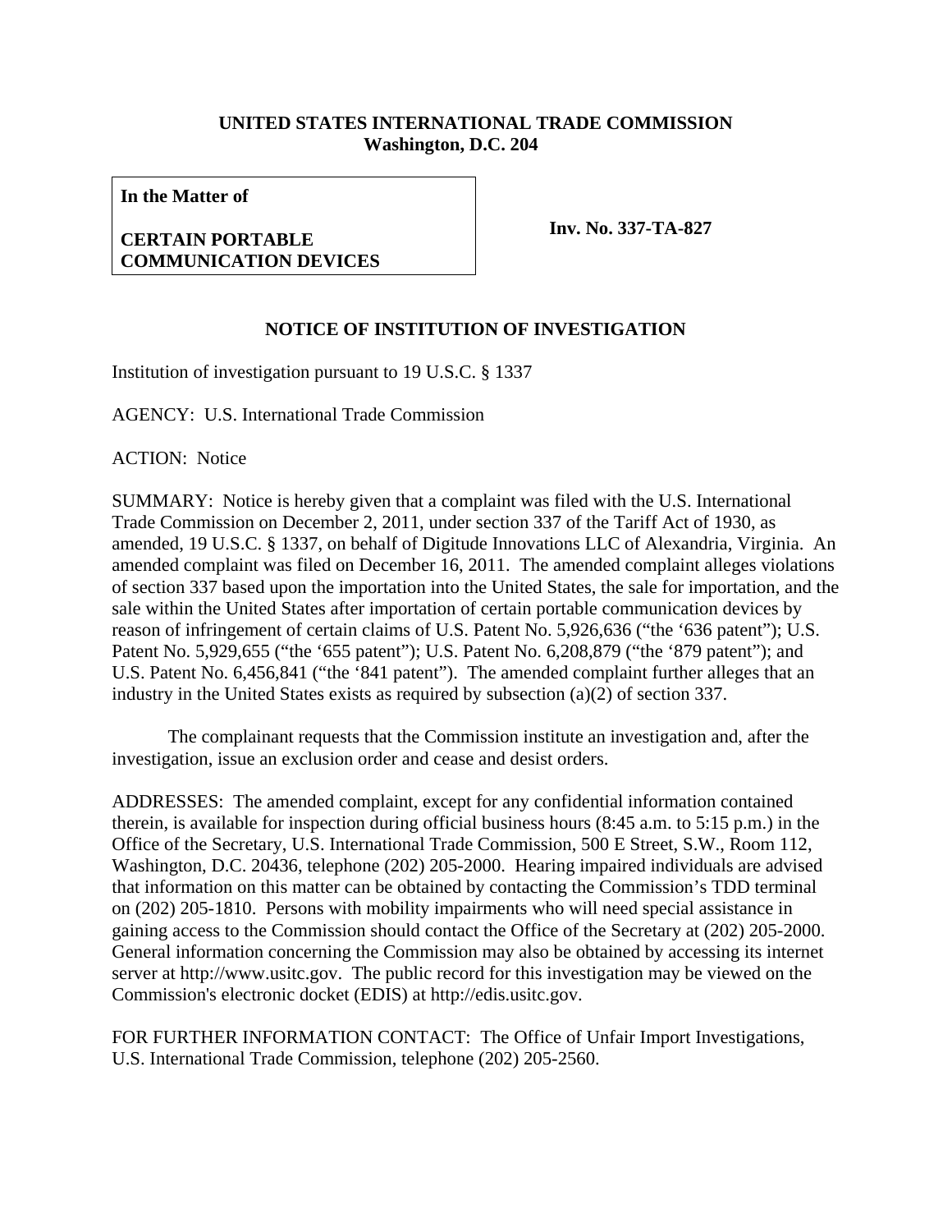**UNITED STATES INTERNATIONAL TRADE COMMISSION**
**Washington, D.C. 204**

| **In the Matter of**<br><br>**CERTAIN PORTABLE COMMUNICATION DEVICES** | **Inv. No. 337-TA-827** |
|---|---|

## NOTICE OF INSTITUTION OF INVESTIGATION

Institution of investigation pursuant to 19 U.S.C. § 1337

AGENCY: U.S. International Trade Commission

ACTION: Notice

SUMMARY: Notice is hereby given that a complaint was filed with the U.S. International Trade Commission on December 2, 2011, under section 337 of the Tariff Act of 1930, as amended, 19 U.S.C. § 1337, on behalf of Digitude Innovations LLC of Alexandria, Virginia. An amended complaint was filed on December 16, 2011. The amended complaint alleges violations of section 337 based upon the importation into the United States, the sale for importation, and the sale within the United States after importation of certain portable communication devices by reason of infringement of certain claims of U.S. Patent No. 5,926,636 ("the '636 patent"); U.S. Patent No. 5,929,655 ("the '655 patent"); U.S. Patent No. 6,208,879 ("the '879 patent"); and U.S. Patent No. 6,456,841 ("the '841 patent"). The amended complaint further alleges that an industry in the United States exists as required by subsection (a)(2) of section 337.

The complainant requests that the Commission institute an investigation and, after the investigation, issue an exclusion order and cease and desist orders.

ADDRESSES: The amended complaint, except for any confidential information contained therein, is available for inspection during official business hours (8:45 a.m. to 5:15 p.m.) in the Office of the Secretary, U.S. International Trade Commission, 500 E Street, S.W., Room 112, Washington, D.C. 20436, telephone (202) 205-2000. Hearing impaired individuals are advised that information on this matter can be obtained by contacting the Commission's TDD terminal on (202) 205-1810. Persons with mobility impairments who will need special assistance in gaining access to the Commission should contact the Office of the Secretary at (202) 205-2000. General information concerning the Commission may also be obtained by accessing its internet server at http://www.usitc.gov. The public record for this investigation may be viewed on the Commission's electronic docket (EDIS) at http://edis.usitc.gov.

FOR FURTHER INFORMATION CONTACT: The Office of Unfair Import Investigations, U.S. International Trade Commission, telephone (202) 205-2560.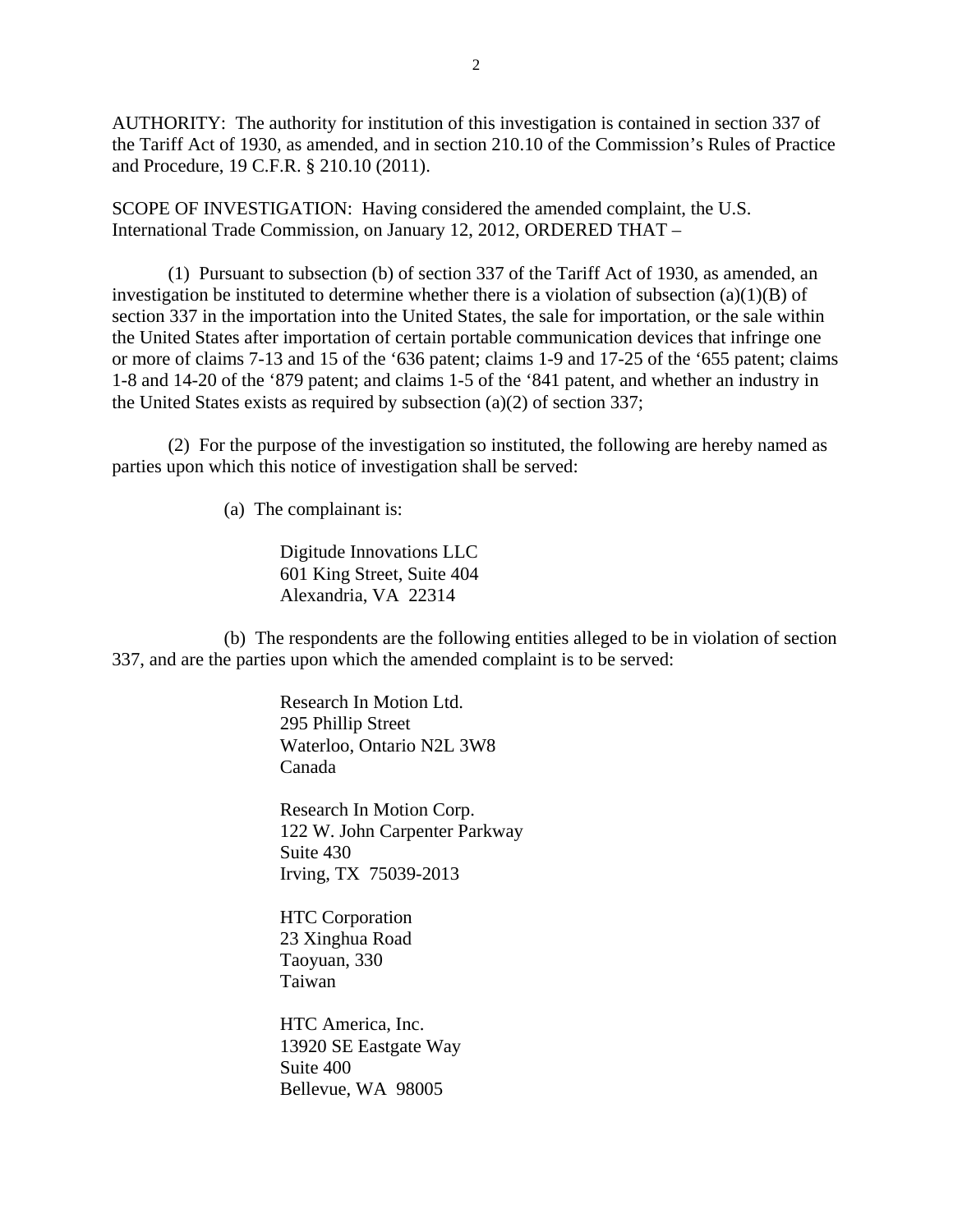AUTHORITY: The authority for institution of this investigation is contained in section 337 of the Tariff Act of 1930, as amended, and in section 210.10 of the Commission's Rules of Practice and Procedure, 19 C.F.R. § 210.10 (2011).

SCOPE OF INVESTIGATION: Having considered the amended complaint, the U.S. International Trade Commission, on January 12, 2012, ORDERED THAT –

(1) Pursuant to subsection (b) of section 337 of the Tariff Act of 1930, as amended, an investigation be instituted to determine whether there is a violation of subsection (a)(1)(B) of section 337 in the importation into the United States, the sale for importation, or the sale within the United States after importation of certain portable communication devices that infringe one or more of claims 7-13 and 15 of the '636 patent; claims 1-9 and 17-25 of the '655 patent; claims 1-8 and 14-20 of the '879 patent; and claims 1-5 of the '841 patent, and whether an industry in the United States exists as required by subsection (a)(2) of section 337;

(2) For the purpose of the investigation so instituted, the following are hereby named as parties upon which this notice of investigation shall be served:

(a) The complainant is:

Digitude Innovations LLC
601 King Street, Suite 404
Alexandria, VA 22314

(b) The respondents are the following entities alleged to be in violation of section 337, and are the parties upon which the amended complaint is to be served:

Research In Motion Ltd.
295 Phillip Street
Waterloo, Ontario N2L 3W8
Canada

Research In Motion Corp.
122 W. John Carpenter Parkway
Suite 430
Irving, TX 75039-2013

HTC Corporation
23 Xinghua Road
Taoyuan, 330
Taiwan

HTC America, Inc.
13920 SE Eastgate Way
Suite 400
Bellevue, WA 98005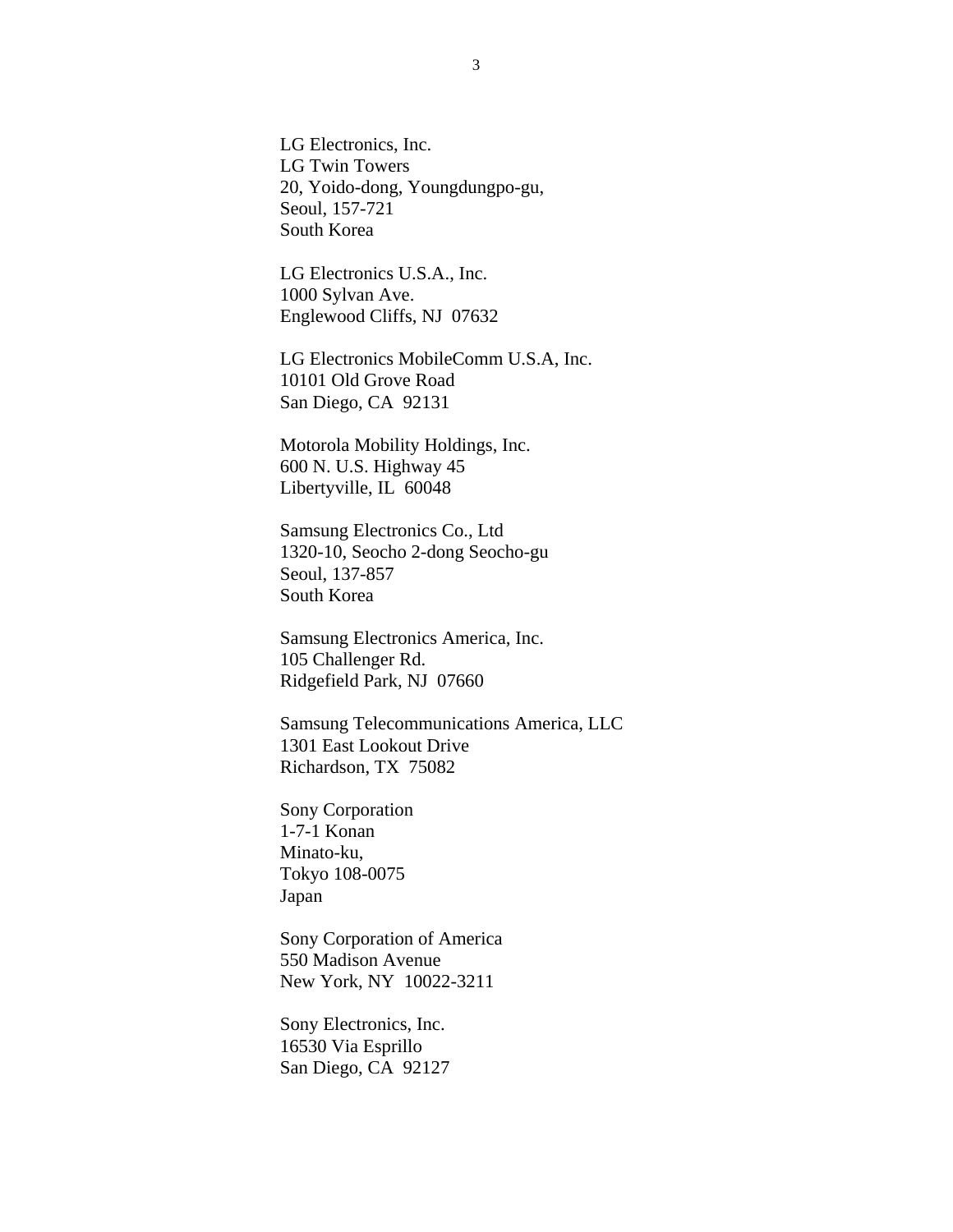LG Electronics, Inc.
LG Twin Towers
20, Yoido-dong, Youngdungpo-gu,
Seoul, 157-721
South Korea

LG Electronics U.S.A., Inc.
1000 Sylvan Ave.
Englewood Cliffs, NJ 07632

LG Electronics MobileComm U.S.A, Inc.
10101 Old Grove Road
San Diego, CA 92131

Motorola Mobility Holdings, Inc.
600 N. U.S. Highway 45
Libertyville, IL 60048

Samsung Electronics Co., Ltd
1320-10, Seocho 2-dong Seocho-gu
Seoul, 137-857
South Korea

Samsung Electronics America, Inc.
105 Challenger Rd.
Ridgefield Park, NJ 07660

Samsung Telecommunications America, LLC
1301 East Lookout Drive
Richardson, TX 75082

Sony Corporation
1-7-1 Konan
Minato-ku,
Tokyo 108-0075
Japan

Sony Corporation of America
550 Madison Avenue
New York, NY 10022-3211

Sony Electronics, Inc.
16530 Via Esprillo
San Diego, CA 92127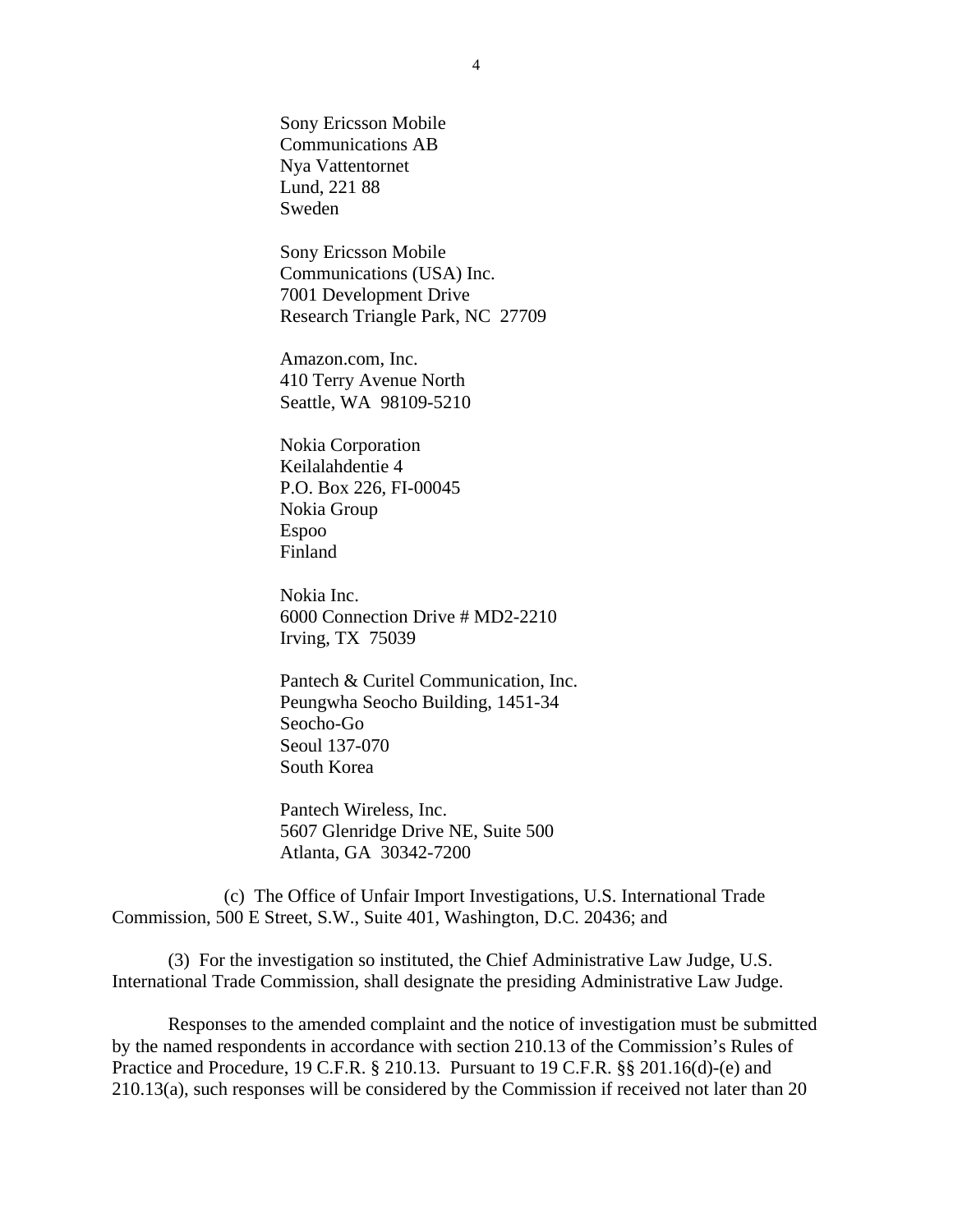Sony Ericsson Mobile
Communications AB
Nya Vattentornet
Lund, 221 88
Sweden

Sony Ericsson Mobile
Communications (USA) Inc.
7001 Development Drive
Research Triangle Park, NC 27709

Amazon.com, Inc.
410 Terry Avenue North
Seattle, WA 98109-5210

Nokia Corporation
Keilalahdentie 4
P.O. Box 226, FI-00045
Nokia Group
Espoo
Finland

Nokia Inc.
6000 Connection Drive # MD2-2210
Irving, TX 75039

Pantech & Curitel Communication, Inc.
Peungwha Seocho Building, 1451-34
Seocho-Go
Seoul 137-070
South Korea

Pantech Wireless, Inc.
5607 Glenridge Drive NE, Suite 500
Atlanta, GA 30342-7200

(c) The Office of Unfair Import Investigations, U.S. International Trade Commission, 500 E Street, S.W., Suite 401, Washington, D.C. 20436; and

(3) For the investigation so instituted, the Chief Administrative Law Judge, U.S. International Trade Commission, shall designate the presiding Administrative Law Judge.

Responses to the amended complaint and the notice of investigation must be submitted by the named respondents in accordance with section 210.13 of the Commission's Rules of Practice and Procedure, 19 C.F.R. § 210.13. Pursuant to 19 C.F.R. §§ 201.16(d)-(e) and 210.13(a), such responses will be considered by the Commission if received not later than 20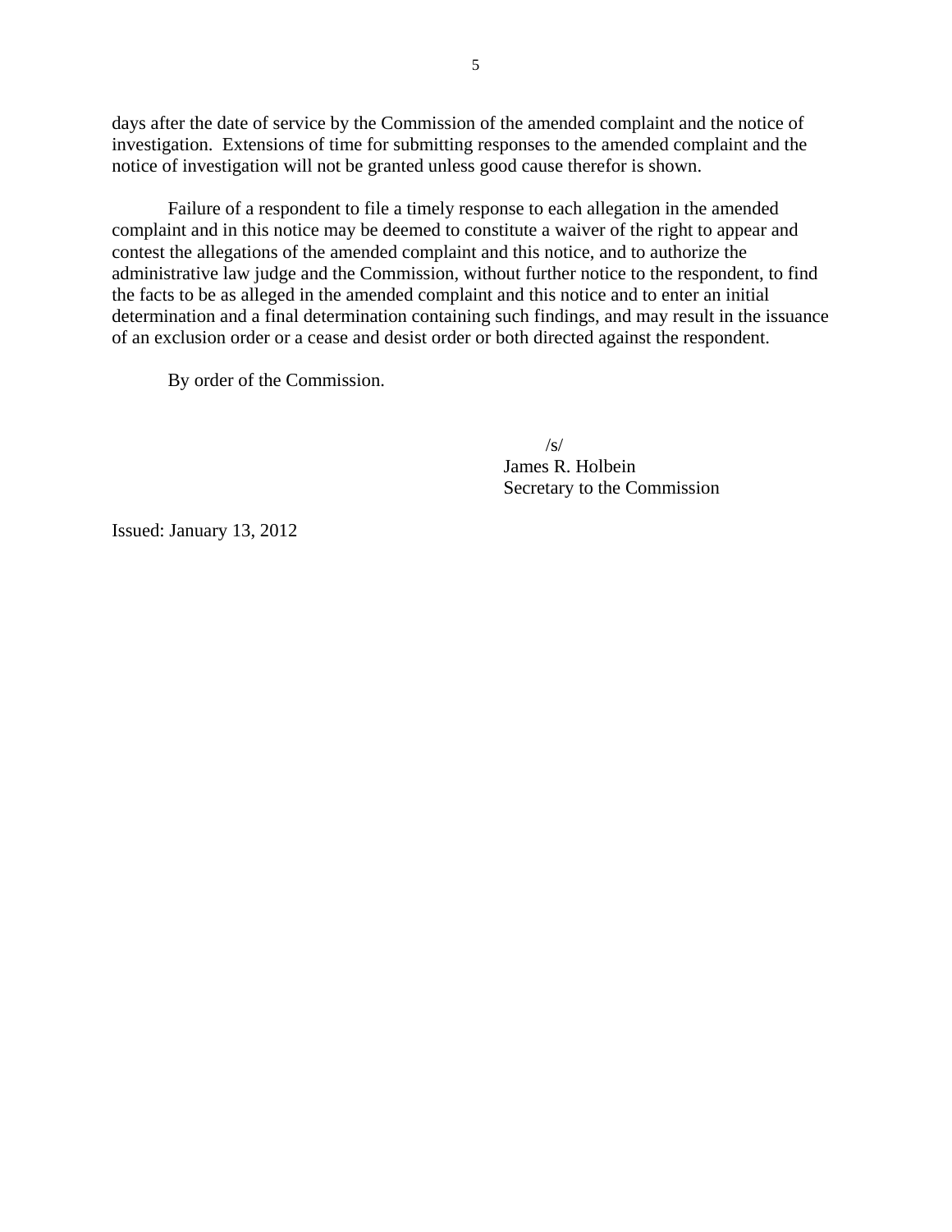days after the date of service by the Commission of the amended complaint and the notice of investigation. Extensions of time for submitting responses to the amended complaint and the notice of investigation will not be granted unless good cause therefor is shown.

Failure of a respondent to file a timely response to each allegation in the amended complaint and in this notice may be deemed to constitute a waiver of the right to appear and contest the allegations of the amended complaint and this notice, and to authorize the administrative law judge and the Commission, without further notice to the respondent, to find the facts to be as alleged in the amended complaint and this notice and to enter an initial determination and a final determination containing such findings, and may result in the issuance of an exclusion order or a cease and desist order or both directed against the respondent.

By order of the Commission.

/s/
James R. Holbein
Secretary to the Commission

Issued: January 13, 2012